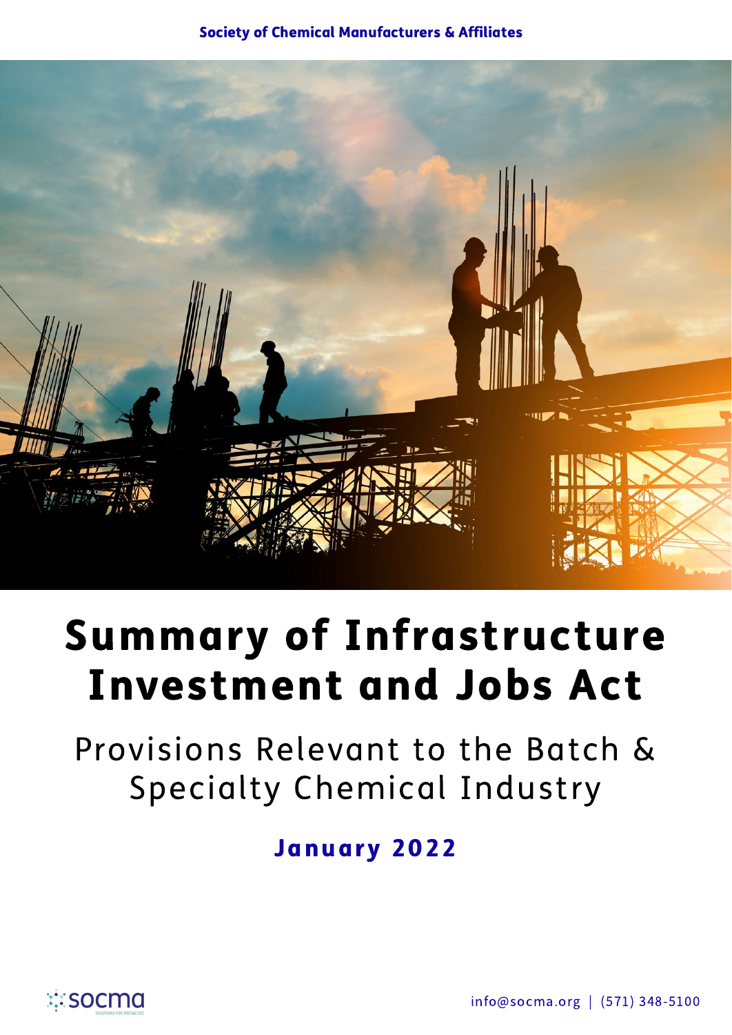Society of Chemical Manufacturers & Affiliates

# Summary of Infrastructure Investment and Jobs Act

## Provisions Relevant to the Batch & Specialty Chemical Industry

**January 2022**

socma

info@socma.org | (571) 348-5100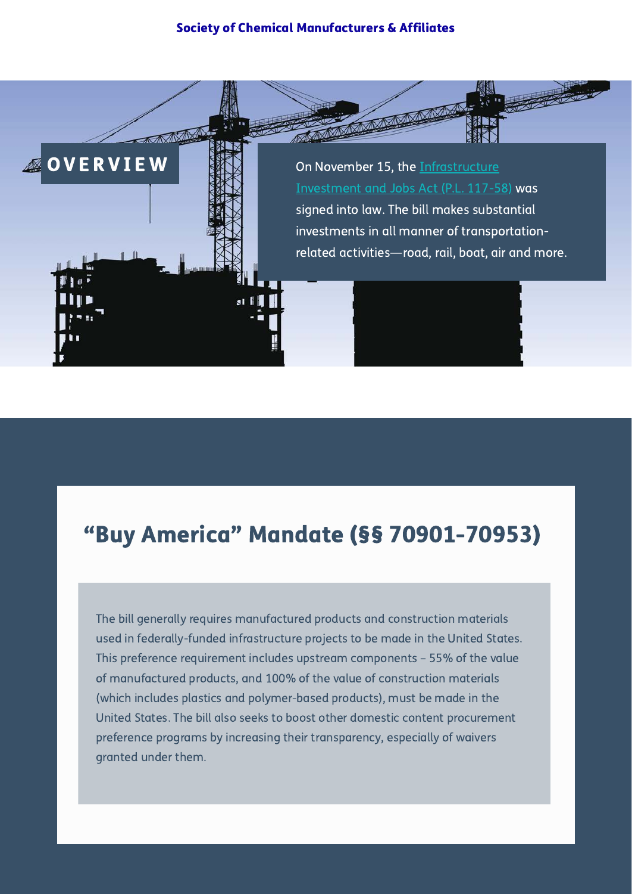## OVERVIEW

On November 15, the [Infrastructure Investment and Jobs Act (P.L. 117-58)] was signed into law. The bill makes substantial investments in all manner of transportation-related activities—road, rail, boat, air and more.

## "Buy America" Mandate (§§ 70901-70953)

The bill generally requires manufactured products and construction materials used in federally-funded infrastructure projects to be made in the United States. This preference requirement includes upstream components – 55% of the value of manufactured products, and 100% of the value of construction materials (which includes plastics and polymer-based products), must be made in the United States. The bill also seeks to boost other domestic content procurement preference programs by increasing their transparency, especially of waivers granted under them.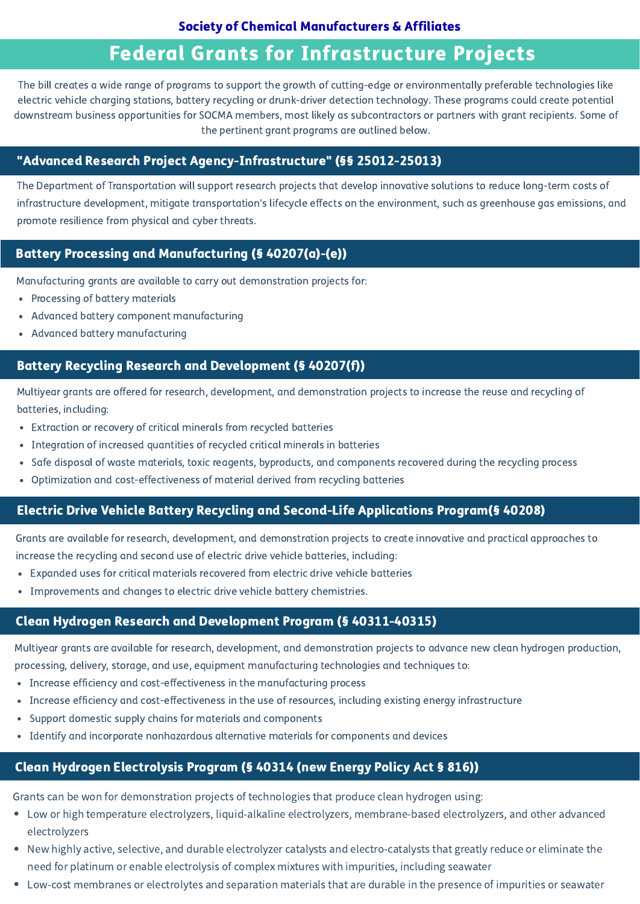**Society of Chemical Manufacturers & Affiliates**

# Federal Grants for Infrastructure Projects

The bill creates a wide range of programs to support the growth of cutting-edge or environmentally preferable technologies like electric vehicle charging stations, battery recycling or drunk-driver detection technology. These programs could create potential downstream business opportunities for SOCMA members, most likely as subcontractors or partners with grant recipients. Some of the pertinent grant programs are outlined below.

## "Advanced Research Project Agency-Infrastructure" (§§ 25012-25013)

The Department of Transportation will support research projects that develop innovative solutions to reduce long-term costs of infrastructure development, mitigate transportation's lifecycle effects on the environment, such as greenhouse gas emissions, and promote resilience from physical and cyber threats.

## Battery Processing and Manufacturing (§ 40207(a)-(e))

Manufacturing grants are available to carry out demonstration projects for:

- Processing of battery materials
- Advanced battery component manufacturing
- Advanced battery manufacturing

## Battery Recycling Research and Development (§ 40207(f))

Multiyear grants are offered for research, development, and demonstration projects to increase the reuse and recycling of batteries, including:

- Extraction or recovery of critical minerals from recycled batteries
- Integration of increased quantities of recycled critical minerals in batteries
- Safe disposal of waste materials, toxic reagents, byproducts, and components recovered during the recycling process
- Optimization and cost-effectiveness of material derived from recycling batteries

## Electric Drive Vehicle Battery Recycling and Second-Life Applications Program(§ 40208)

Grants are available for research, development, and demonstration projects to create innovative and practical approaches to increase the recycling and second use of electric drive vehicle batteries, including:

- Expanded uses for critical materials recovered from electric drive vehicle batteries
- Improvements and changes to electric drive vehicle battery chemistries.

## Clean Hydrogen Research and Development Program (§ 40311-40315)

Multiyear grants are available for research, development, and demonstration projects to advance new clean hydrogen production, processing, delivery, storage, and use, equipment manufacturing technologies and techniques to:

- Increase efficiency and cost-effectiveness in the manufacturing process
- Increase efficiency and cost-effectiveness in the use of resources, including existing energy infrastructure
- Support domestic supply chains for materials and components
- Identify and incorporate nonhazardous alternative materials for components and devices

## Clean Hydrogen Electrolysis Program (§ 40314 (new Energy Policy Act § 816))

Grants can be won for demonstration projects of technologies that produce clean hydrogen using:

- Low or high temperature electrolyzers, liquid-alkaline electrolyzers, membrane-based electrolyzers, and other advanced electrolyzers
- New highly active, selective, and durable electrolyzer catalysts and electro-catalysts that greatly reduce or eliminate the need for platinum or enable electrolysis of complex mixtures with impurities, including seawater
- Low-cost membranes or electrolytes and separation materials that are durable in the presence of impurities or seawater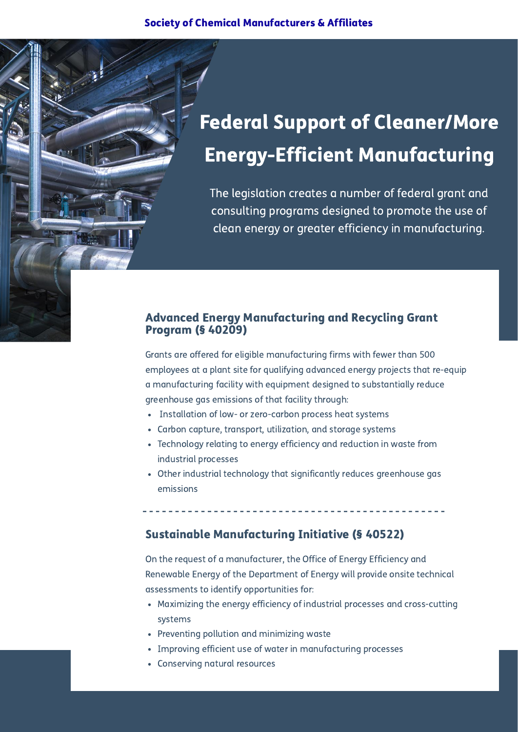# Federal Support of Cleaner/More Energy-Efficient Manufacturing

The legislation creates a number of federal grant and consulting programs designed to promote the use of clean energy or greater efficiency in manufacturing.

## Advanced Energy Manufacturing and Recycling Grant Program (§ 40209)

Grants are offered for eligible manufacturing firms with fewer than 500 employees at a plant site for qualifying advanced energy projects that re-equip a manufacturing facility with equipment designed to substantially reduce greenhouse gas emissions of that facility through:

- Installation of low- or zero-carbon process heat systems
- Carbon capture, transport, utilization, and storage systems
- Technology relating to energy efficiency and reduction in waste from industrial processes
- Other industrial technology that significantly reduces greenhouse gas emissions

---

## Sustainable Manufacturing Initiative (§ 40522)

On the request of a manufacturer, the Office of Energy Efficiency and Renewable Energy of the Department of Energy will provide onsite technical assessments to identify opportunities for:

- Maximizing the energy efficiency of industrial processes and cross-cutting systems
- Preventing pollution and minimizing waste
- Improving efficient use of water in manufacturing processes
- Conserving natural resources